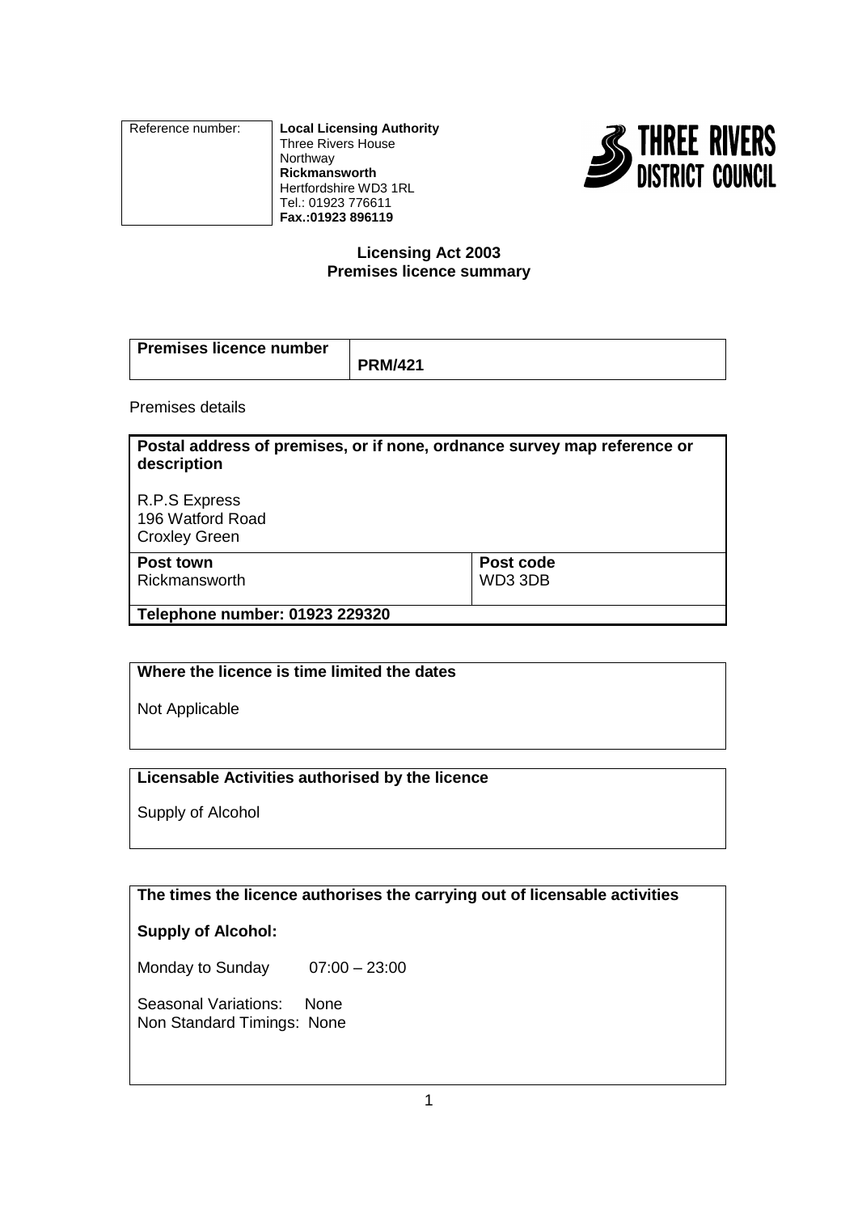| Reference number: | **Local Licensing Authority**<br>Three Rivers House<br>Northway<br>**Rickmansworth**<br>Hertfordshire WD3 1RL<br>Tel.: 01923 776611<br>**Fax.:01923 896119** |
|---|---|

THREE RIVERS DISTRICT COUNCIL

**Licensing Act 2003**
**Premises licence summary**

| **Premises licence number** | **PRM/421** |
|---|---|

Premises details

| **Postal address of premises, or if none, ordnance survey map reference or description** | |
|---|---|
| R.P.S Express<br>196 Watford Road<br>Croxley Green | |
| **Post town**<br>Rickmansworth | **Post code**<br>WD3 3DB |
| **Telephone number: 01923 229320** | |

**Where the licence is time limited the dates**

Not Applicable

**Licensable Activities authorised by the licence**

Supply of Alcohol

**The times the licence authorises the carrying out of licensable activities**

**Supply of Alcohol:**

Monday to Sunday 07:00 – 23:00

Seasonal Variations: None
Non Standard Timings: None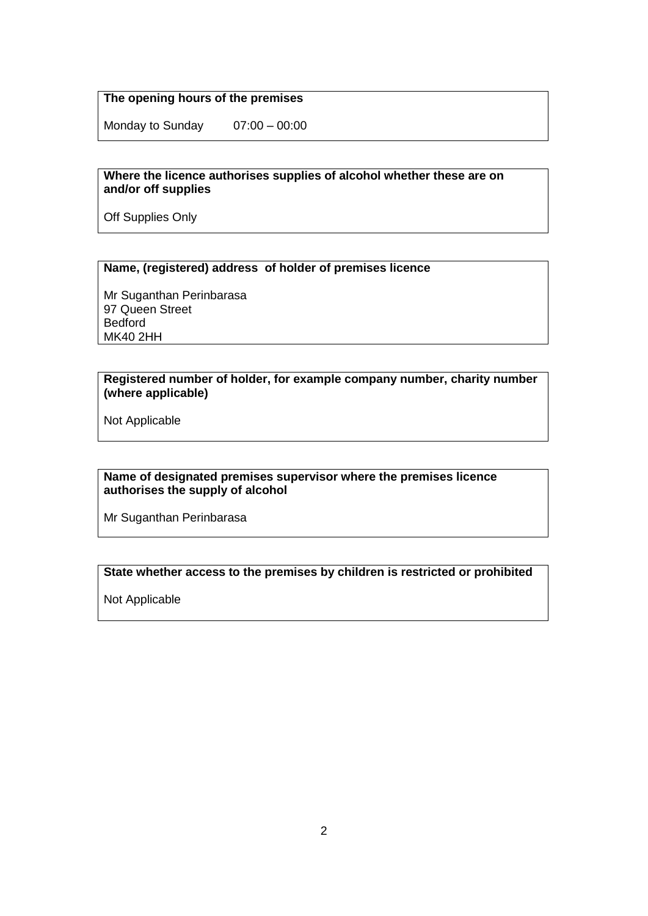**The opening hours of the premises**

Monday to Sunday 07:00 – 00:00

**Where the licence authorises supplies of alcohol whether these are on and/or off supplies**

Off Supplies Only

**Name, (registered) address of holder of premises licence**

Mr Suganthan Perinbarasa
97 Queen Street
Bedford
MK40 2HH

**Registered number of holder, for example company number, charity number (where applicable)**

Not Applicable

**Name of designated premises supervisor where the premises licence authorises the supply of alcohol**

Mr Suganthan Perinbarasa

**State whether access to the premises by children is restricted or prohibited**

Not Applicable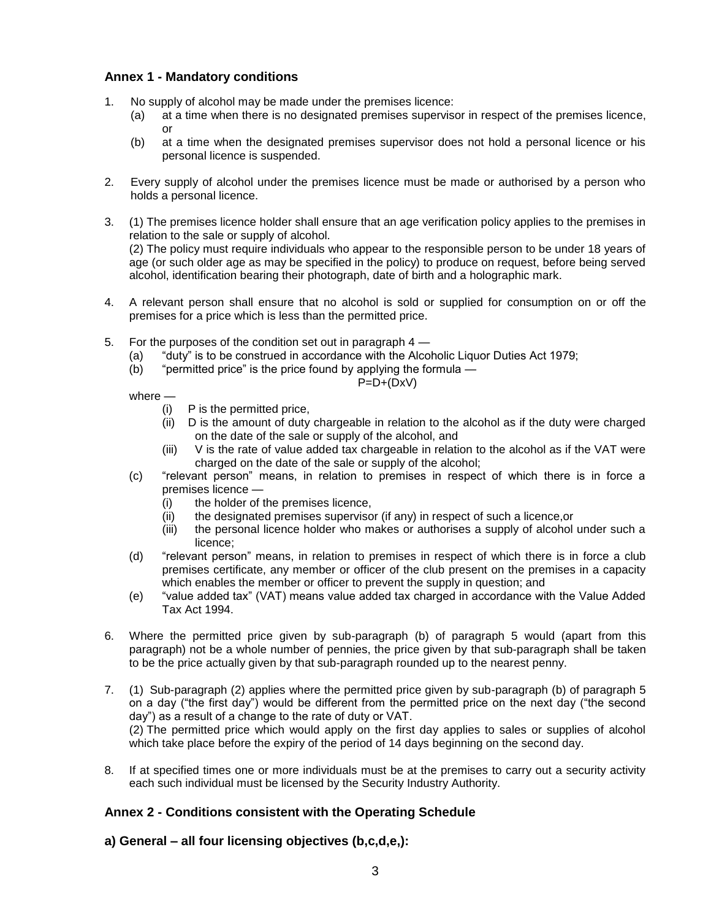## Annex 1 - Mandatory conditions

1. No supply of alcohol may be made under the premises licence:
   (a) at a time when there is no designated premises supervisor in respect of the premises licence, or
   (b) at a time when the designated premises supervisor does not hold a personal licence or his personal licence is suspended.

2. Every supply of alcohol under the premises licence must be made or authorised by a person who holds a personal licence.

3. (1) The premises licence holder shall ensure that an age verification policy applies to the premises in relation to the sale or supply of alcohol.
   (2) The policy must require individuals who appear to the responsible person to be under 18 years of age (or such older age as may be specified in the policy) to produce on request, before being served alcohol, identification bearing their photograph, date of birth and a holographic mark.

4. A relevant person shall ensure that no alcohol is sold or supplied for consumption on or off the premises for a price which is less than the permitted price.

5. For the purposes of the condition set out in paragraph 4 —
   (a) "duty" is to be construed in accordance with the Alcoholic Liquor Duties Act 1979;
   (b) "permitted price" is the price found by applying the formula —

   $$P=D+(DxV)$$

   where —
   (i) P is the permitted price,
   (ii) D is the amount of duty chargeable in relation to the alcohol as if the duty were charged on the date of the sale or supply of the alcohol, and
   (iii) V is the rate of value added tax chargeable in relation to the alcohol as if the VAT were charged on the date of the sale or supply of the alcohol;
   (c) "relevant person" means, in relation to premises in respect of which there is in force a premises licence —
   (i) the holder of the premises licence,
   (ii) the designated premises supervisor (if any) in respect of such a licence,or
   (iii) the personal licence holder who makes or authorises a supply of alcohol under such a licence;
   (d) "relevant person" means, in relation to premises in respect of which there is in force a club premises certificate, any member or officer of the club present on the premises in a capacity which enables the member or officer to prevent the supply in question; and
   (e) "value added tax" (VAT) means value added tax charged in accordance with the Value Added Tax Act 1994.

6. Where the permitted price given by sub-paragraph (b) of paragraph 5 would (apart from this paragraph) not be a whole number of pennies, the price given by that sub-paragraph shall be taken to be the price actually given by that sub-paragraph rounded up to the nearest penny.

7. (1) Sub-paragraph (2) applies where the permitted price given by sub-paragraph (b) of paragraph 5 on a day ("the first day") would be different from the permitted price on the next day ("the second day") as a result of a change to the rate of duty or VAT.
   (2) The permitted price which would apply on the first day applies to sales or supplies of alcohol which take place before the expiry of the period of 14 days beginning on the second day.

8. If at specified times one or more individuals must be at the premises to carry out a security activity each such individual must be licensed by the Security Industry Authority.

## Annex 2 - Conditions consistent with the Operating Schedule

### a) General – all four licensing objectives (b,c,d,e,):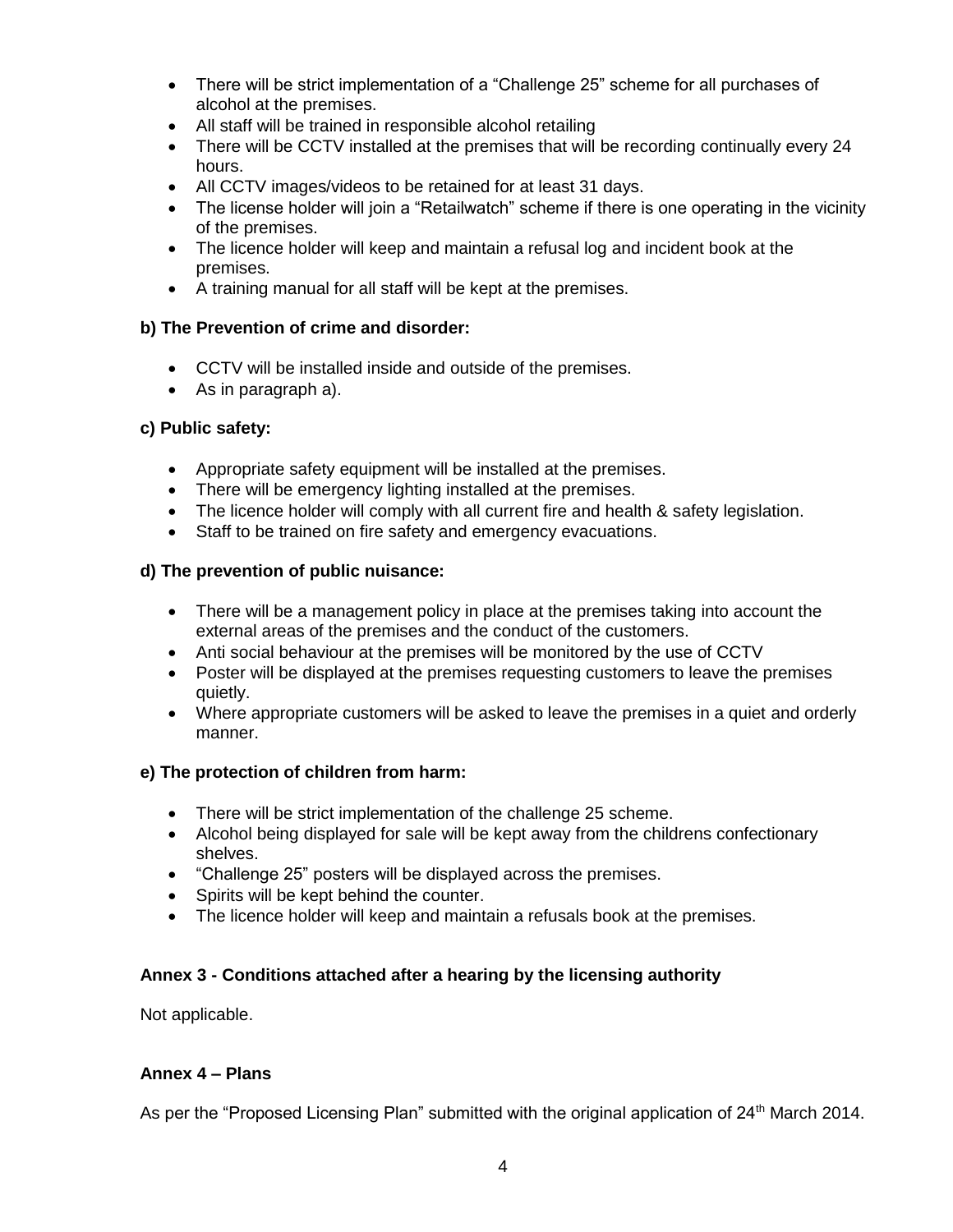- There will be strict implementation of a "Challenge 25" scheme for all purchases of alcohol at the premises.
- All staff will be trained in responsible alcohol retailing
- There will be CCTV installed at the premises that will be recording continually every 24 hours.
- All CCTV images/videos to be retained for at least 31 days.
- The license holder will join a "Retailwatch" scheme if there is one operating in the vicinity of the premises.
- The licence holder will keep and maintain a refusal log and incident book at the premises.
- A training manual for all staff will be kept at the premises.

**b) The Prevention of crime and disorder:**

- CCTV will be installed inside and outside of the premises.
- As in paragraph a).

**c) Public safety:**

- Appropriate safety equipment will be installed at the premises.
- There will be emergency lighting installed at the premises.
- The licence holder will comply with all current fire and health & safety legislation.
- Staff to be trained on fire safety and emergency evacuations.

**d) The prevention of public nuisance:**

- There will be a management policy in place at the premises taking into account the external areas of the premises and the conduct of the customers.
- Anti social behaviour at the premises will be monitored by the use of CCTV
- Poster will be displayed at the premises requesting customers to leave the premises quietly.
- Where appropriate customers will be asked to leave the premises in a quiet and orderly manner.

**e) The protection of children from harm:**

- There will be strict implementation of the challenge 25 scheme.
- Alcohol being displayed for sale will be kept away from the childrens confectionary shelves.
- "Challenge 25" posters will be displayed across the premises.
- Spirits will be kept behind the counter.
- The licence holder will keep and maintain a refusals book at the premises.

**Annex 3 - Conditions attached after a hearing by the licensing authority**

Not applicable.

**Annex 4 – Plans**

As per the "Proposed Licensing Plan" submitted with the original application of 24th March 2014.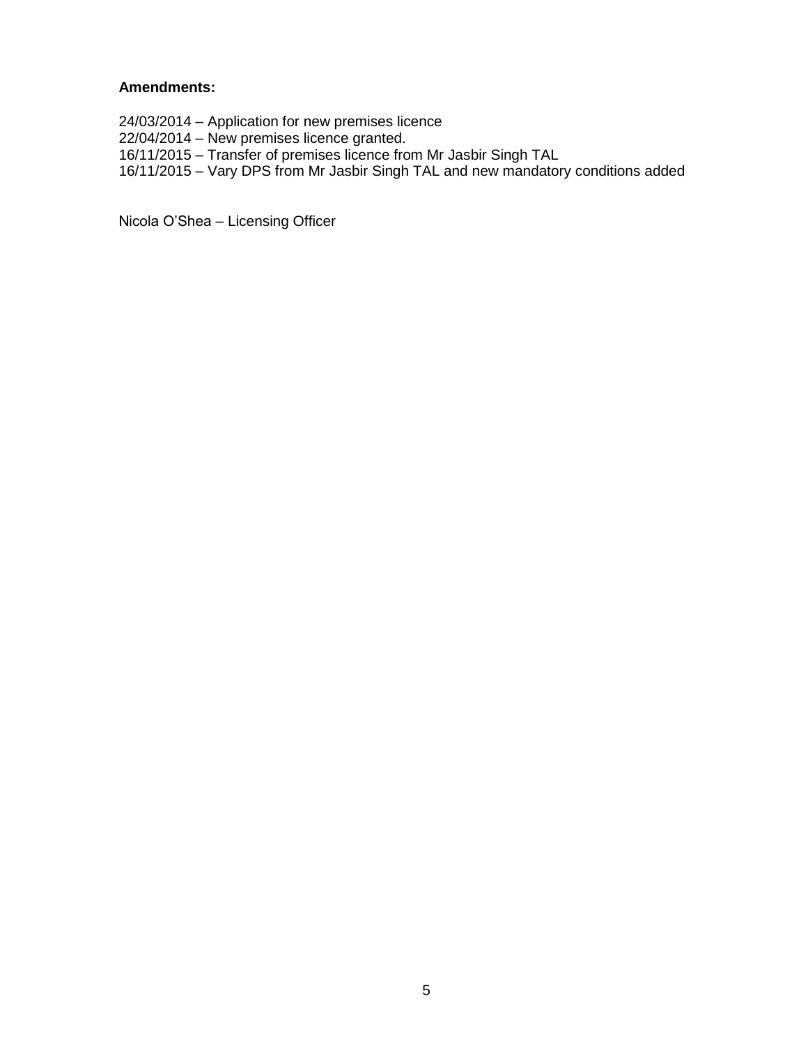**Amendments:**

24/03/2014 – Application for new premises licence
22/04/2014 – New premises licence granted.
16/11/2015 – Transfer of premises licence from Mr Jasbir Singh TAL
16/11/2015 – Vary DPS from Mr Jasbir Singh TAL and new mandatory conditions added

Nicola O'Shea – Licensing Officer